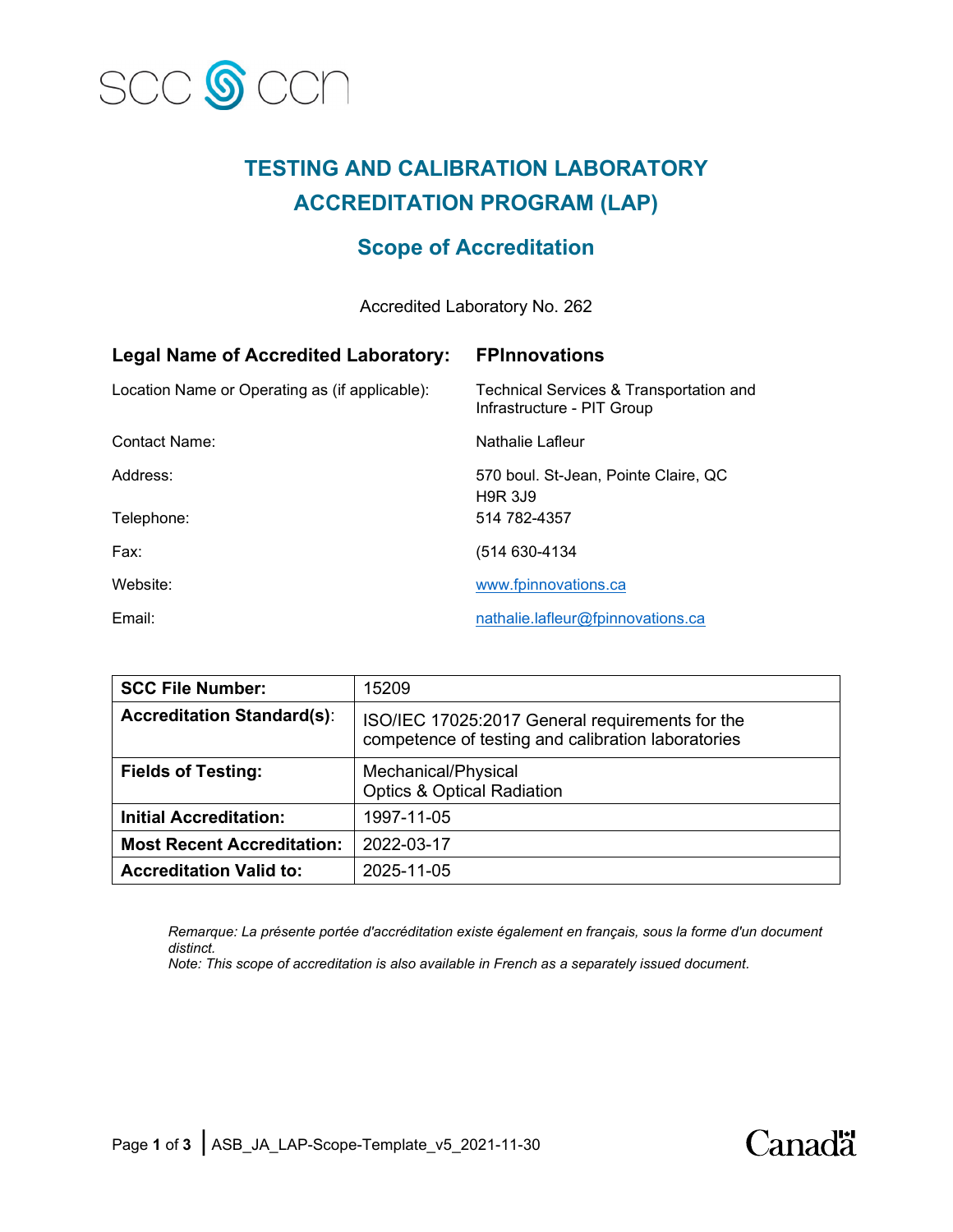SCC CCN

# TESTING AND CALIBRATION LABORATORY ACCREDITATION PROGRAM (LAP)

## Scope of Accreditation

Accredited Laboratory No. 262

**Legal Name of Accredited Laboratory:** **FPInnovations**

Location Name or Operating as (if applicable): Technical Services & Transportation and Infrastructure - PIT Group

Contact Name: Nathalie Lafleur

Address: 570 boul. St-Jean, Pointe Claire, QC H9R 3J9

Telephone: 514 782-4357

Fax: (514 630-4134

Website: www.fpinnovations.ca

Email: nathalie.lafleur@fpinnovations.ca

| | |
|---|---|
| **SCC File Number:** | 15209 |
| **Accreditation Standard(s):** | ISO/IEC 17025:2017 General requirements for the competence of testing and calibration laboratories |
| **Fields of Testing:** | Mechanical/Physical<br>Optics & Optical Radiation |
| **Initial Accreditation:** | 1997-11-05 |
| **Most Recent Accreditation:** | 2022-03-17 |
| **Accreditation Valid to:** | 2025-11-05 |

*Remarque: La présente portée d'accréditation existe également en français, sous la forme d'un document distinct.*
*Note: This scope of accreditation is also available in French as a separately issued document.*

ASB_JA_LAP-Scope-Template_v5_2021-11-30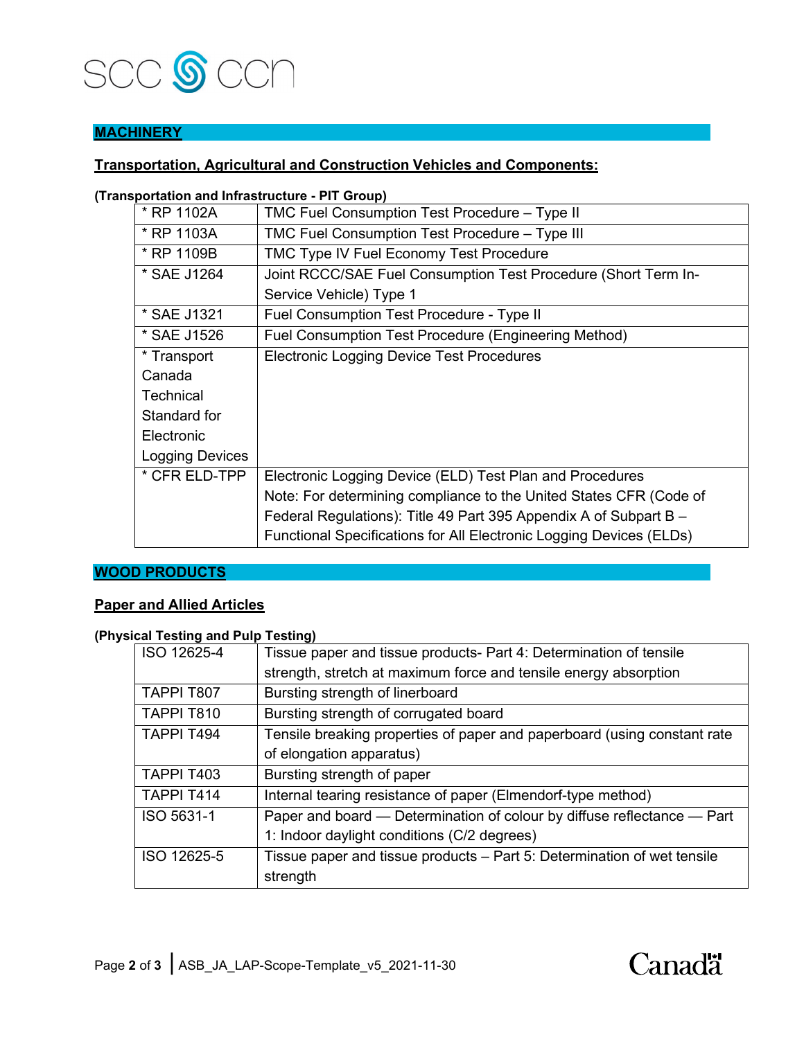## MACHINERY

### Transportation, Agricultural and Construction Vehicles and Components:

**(Transportation and Infrastructure - PIT Group)**

| | |
|---|---|
| * RP 1102A | TMC Fuel Consumption Test Procedure – Type II |
| * RP 1103A | TMC Fuel Consumption Test Procedure – Type III |
| * RP 1109B | TMC Type IV Fuel Economy Test Procedure |
| * SAE J1264 | Joint RCCC/SAE Fuel Consumption Test Procedure (Short Term In-Service Vehicle) Type 1 |
| * SAE J1321 | Fuel Consumption Test Procedure - Type II |
| * SAE J1526 | Fuel Consumption Test Procedure (Engineering Method) |
| * Transport Canada Technical Standard for Electronic Logging Devices | Electronic Logging Device Test Procedures |
| * CFR ELD-TPP | Electronic Logging Device (ELD) Test Plan and Procedures<br>Note: For determining compliance to the United States CFR (Code of Federal Regulations): Title 49 Part 395 Appendix A of Subpart B – Functional Specifications for All Electronic Logging Devices (ELDs) |

## WOOD PRODUCTS

### Paper and Allied Articles

**(Physical Testing and Pulp Testing)**

| | |
|---|---|
| ISO 12625-4 | Tissue paper and tissue products- Part 4: Determination of tensile strength, stretch at maximum force and tensile energy absorption |
| TAPPI T807 | Bursting strength of linerboard |
| TAPPI T810 | Bursting strength of corrugated board |
| TAPPI T494 | Tensile breaking properties of paper and paperboard (using constant rate of elongation apparatus) |
| TAPPI T403 | Bursting strength of paper |
| TAPPI T414 | Internal tearing resistance of paper (Elmendorf-type method) |
| ISO 5631-1 | Paper and board — Determination of colour by diffuse reflectance — Part 1: Indoor daylight conditions (C/2 degrees) |
| ISO 12625-5 | Tissue paper and tissue products – Part 5: Determination of wet tensile strength |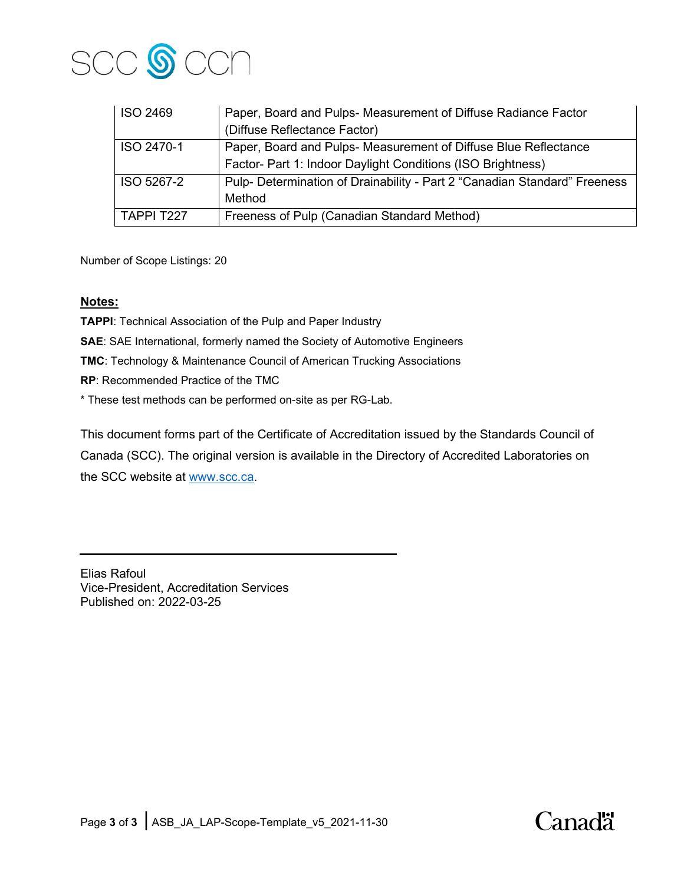| | |
|---|---|
| ISO 2469 | Paper, Board and Pulps- Measurement of Diffuse Radiance Factor (Diffuse Reflectance Factor) |
| ISO 2470-1 | Paper, Board and Pulps- Measurement of Diffuse Blue Reflectance Factor- Part 1: Indoor Daylight Conditions (ISO Brightness) |
| ISO 5267-2 | Pulp- Determination of Drainability - Part 2 “Canadian Standard” Freeness Method |
| TAPPI T227 | Freeness of Pulp (Canadian Standard Method) |

Number of Scope Listings: 20

**Notes:**

**TAPPI**: Technical Association of the Pulp and Paper Industry

**SAE**: SAE International, formerly named the Society of Automotive Engineers

**TMC**: Technology & Maintenance Council of American Trucking Associations

**RP**: Recommended Practice of the TMC

* These test methods can be performed on-site as per RG-Lab.

This document forms part of the Certificate of Accreditation issued by the Standards Council of Canada (SCC). The original version is available in the Directory of Accredited Laboratories on the SCC website at [www.scc.ca](http://www.scc.ca).

Elias Rafoul
Vice-President, Accreditation Services
Published on: 2022-03-25